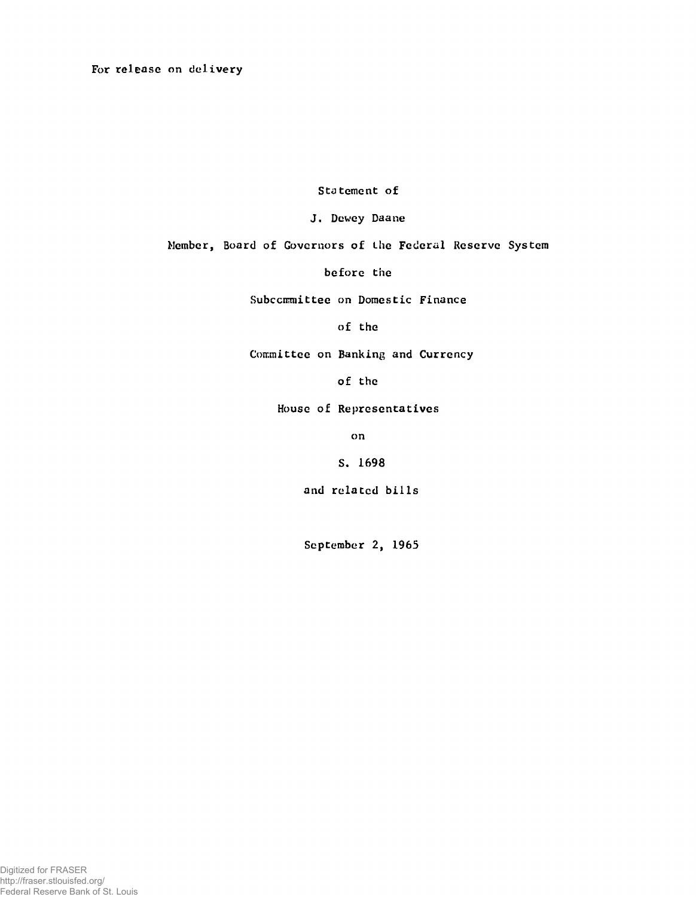For release on delivery

Statement of

J. Dewey Daane

Member, Board of Governors of the Federal Reserve System

before the

Subcommittee on Domestic Finance

of the

Committee on Banking and Currency

of the

House of Representatives

on

S. 1698

and related bills

September 2, 1965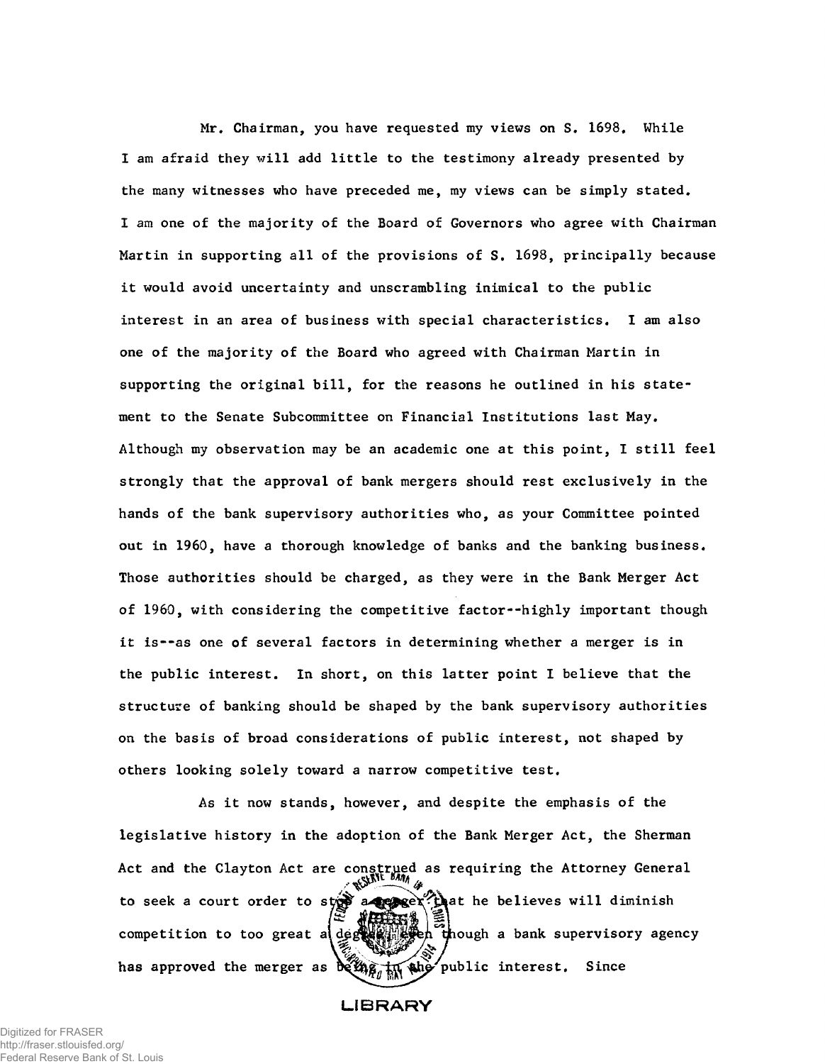Mr. Chairman, you have requested my views on S. 1698. While I am afraid they will add little to the testimony already presented by the many witnesses who have preceded me, my views can be simply stated. I am one of the majority of the Board of Governors who agree with Chairman Martin in supporting all of the provisions of S. 1698, principally because it would avoid uncertainty and unscrambling inimical to the public interest in an area of business with special characteristics. I am also one of the majority of the Board who agreed with Chairman Martin in supporting the original bill, for the reasons he outlined in his statement to the Senate Subcommittee on Financial Institutions last May. Although my observation may be an academic one at this point, I still feel strongly that the approval of bank mergers should rest exclusively in the hands of the bank supervisory authorities who, as your Committee pointed out in 1960, have a thorough knowledge of banks and the banking business. Those authorities should be charged, as they were in the Bank Merger Act of 1960, with considering the competitive factor--highly important though it is--as one of several factors in determining whether a merger is in the public interest. In short, on this latter point I believe that the structure of banking should be shaped by the bank supervisory authorities on the basis of broad considerations of public interest, not shaped by others looking solely toward a narrow competitive test.

As it now stands, however, and despite the emphasis of the legislative history in the adoption of the Bank Merger Act, the Sherman Act and the Clayton Act are construed as requiring the Attorney General to seek a court order to stop a merger that he believes will diminish competition to too great a degree, even though a bank supervisory agency has approved the merger as being in the public interest. Since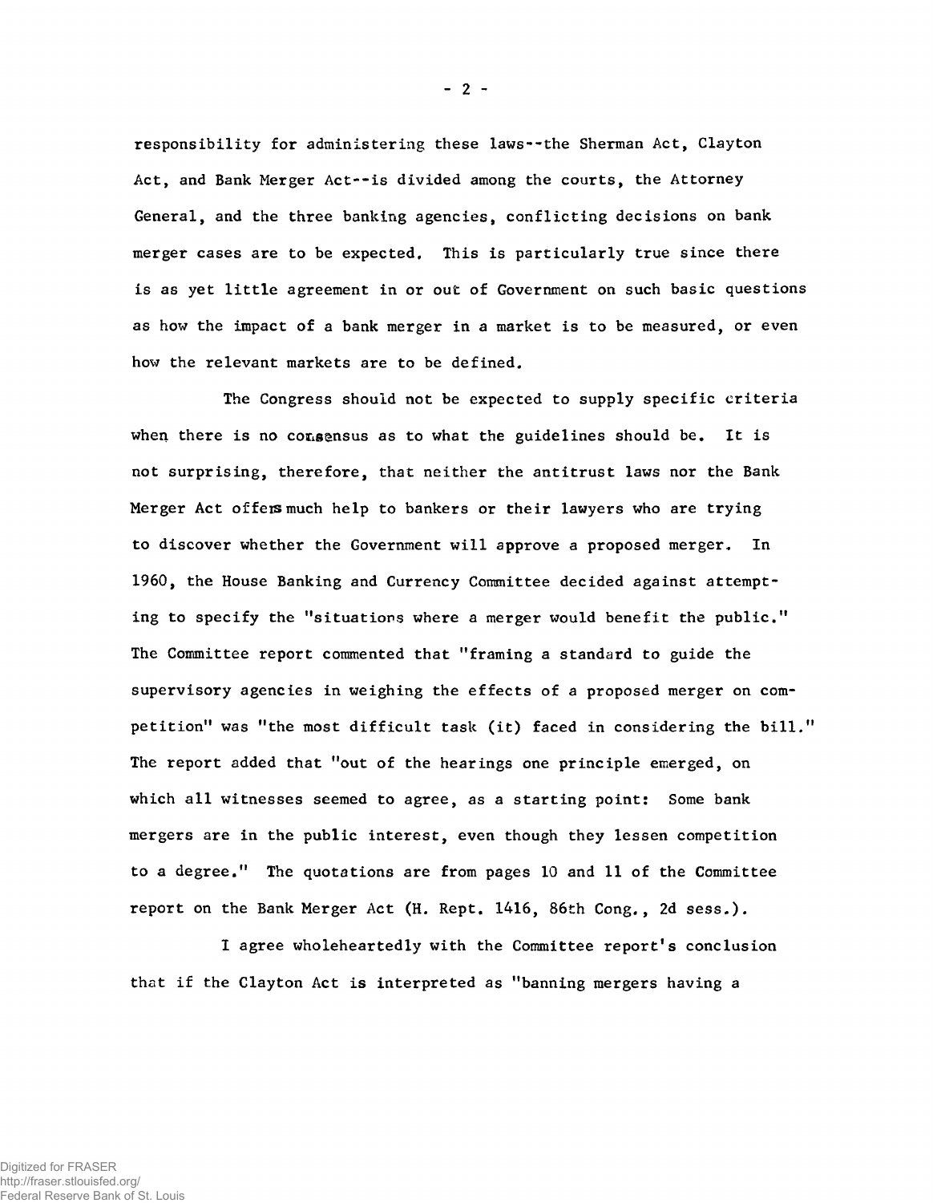responsibility for administering these laws--the Sherman Act, Clayton Act, and Bank Merger Act--is divided among the courts, the Attorney General, and the three banking agencies, conflicting decisions on bank merger cases are to be expected. This is particularly true since there is as yet little agreement in or out of Government on such basic questions as how the impact of a bank merger in a market is to be measured, or even how the relevant markets are to be defined.

The Congress should not be expected to supply specific criteria when there is no consensus as to what the guidelines should be. It is not surprising, therefore, that neither the antitrust laws nor the Bank Merger Act offers much help to bankers or their lawyers who are trying to discover whether the Government will approve a proposed merger. In 1960, the House Banking and Currency Committee decided against attempting to specify the "situations where a merger would benefit the public." The Committee report commented that "framing a standard to guide the supervisory agencies in weighing the effects of a proposed merger on competition" was "the most difficult task (it) faced in considering the bill." The report added that "out of the hearings one principle emerged, on which all witnesses seemed to agree, as a starting point: Some bank mergers are in the public interest, even though they lessen competition to a degree." The quotations are from pages 10 and 11 of the Committee report on the Bank Merger Act (H. Rept. 1416, 86th Cong., 2d sess.).

I agree wholeheartedly with the Committee report's conclusion that if the Clayton Act is interpreted as "banning mergers having a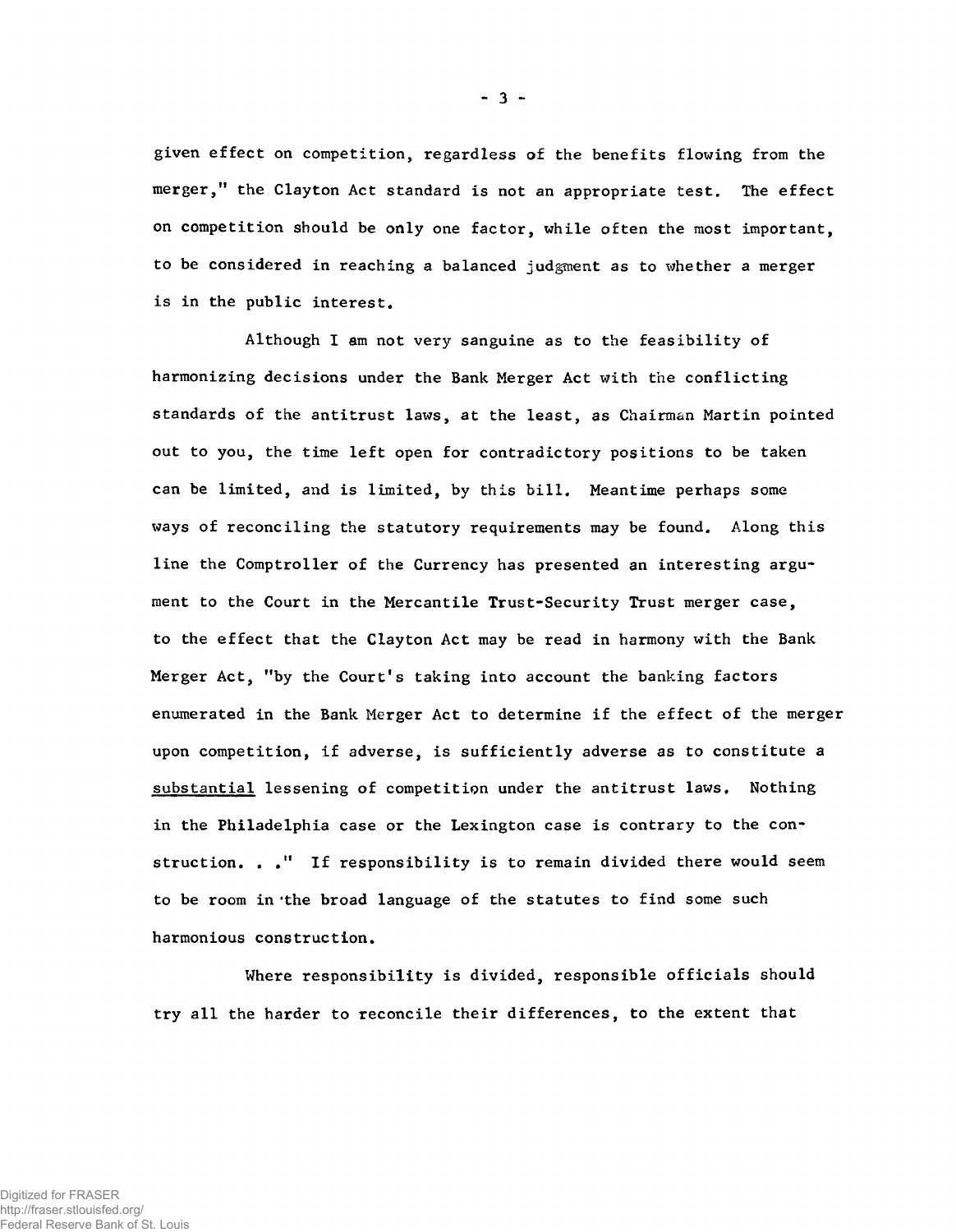given effect on competition, regardless of the benefits flowing from the merger," the Clayton Act standard is not an appropriate test. The effect on competition should be only one factor, while often the most important, to be considered in reaching a balanced judgment as to whether a merger is in the public interest.

Although I am not very sanguine as to the feasibility of harmonizing decisions under the Bank Merger Act with the conflicting standards of the antitrust laws, at the least, as Chairman Martin pointed out to you, the time left open for contradictory positions to be taken can be limited, and is limited, by this bill. Meantime perhaps some ways of reconciling the statutory requirements may be found. Along this line the Comptroller of the Currency has presented an interesting argument to the Court in the Mercantile Trust-Security Trust merger case, to the effect that the Clayton Act may be read in harmony with the Bank Merger Act, "by the Court's taking into account the banking factors enumerated in the Bank Merger Act to determine if the effect of the merger upon competition, if adverse, is sufficiently adverse as to constitute a <u>substantial</u> lessening of competition under the antitrust laws. Nothing in the Philadelphia case or the Lexington case is contrary to the construction. . ." If responsibility is to remain divided there would seem to be room in the broad language of the statutes to find some such harmonious construction.

Where responsibility is divided, responsible officials should try all the harder to reconcile their differences, to the extent that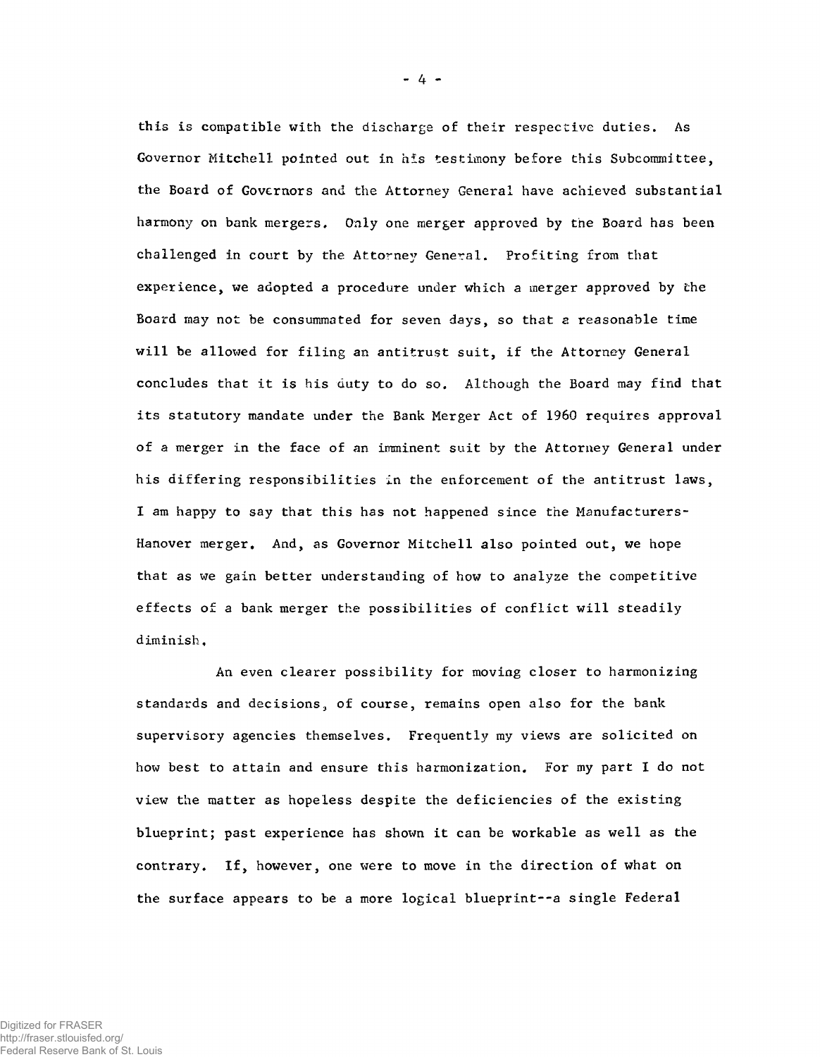this is compatible with the discharge of their respective duties. As Governor Mitchell pointed out in his testimony before this Subcommittee, the Board of Governors and the Attorney General have achieved substantial harmony on bank mergers. Only one merger approved by the Board has been challenged in court by the Attorney General. Profiting from that experience, we adopted a procedure under which a merger approved by the Board may not be consummated for seven days, so that a reasonable time will be allowed for filing an antitrust suit, if the Attorney General concludes that it is his duty to do so. Although the Board may find that its statutory mandate under the Bank Merger Act of 1960 requires approval of a merger in the face of an imminent suit by the Attorney General under his differing responsibilities in the enforcement of the antitrust laws, I am happy to say that this has not happened since the Manufacturers-Hanover merger. And, as Governor Mitchell also pointed out, we hope that as we gain better understanding of how to analyze the competitive effects of a bank merger the possibilities of conflict will steadily diminish.

An even clearer possibility for moving closer to harmonizing standards and decisions, of course, remains open also for the bank supervisory agencies themselves. Frequently my views are solicited on how best to attain and ensure this harmonization. For my part I do not view the matter as hopeless despite the deficiencies of the existing blueprint; past experience has shown it can be workable as well as the contrary. If, however, one were to move in the direction of what on the surface appears to be a more logical blueprint--a single Federal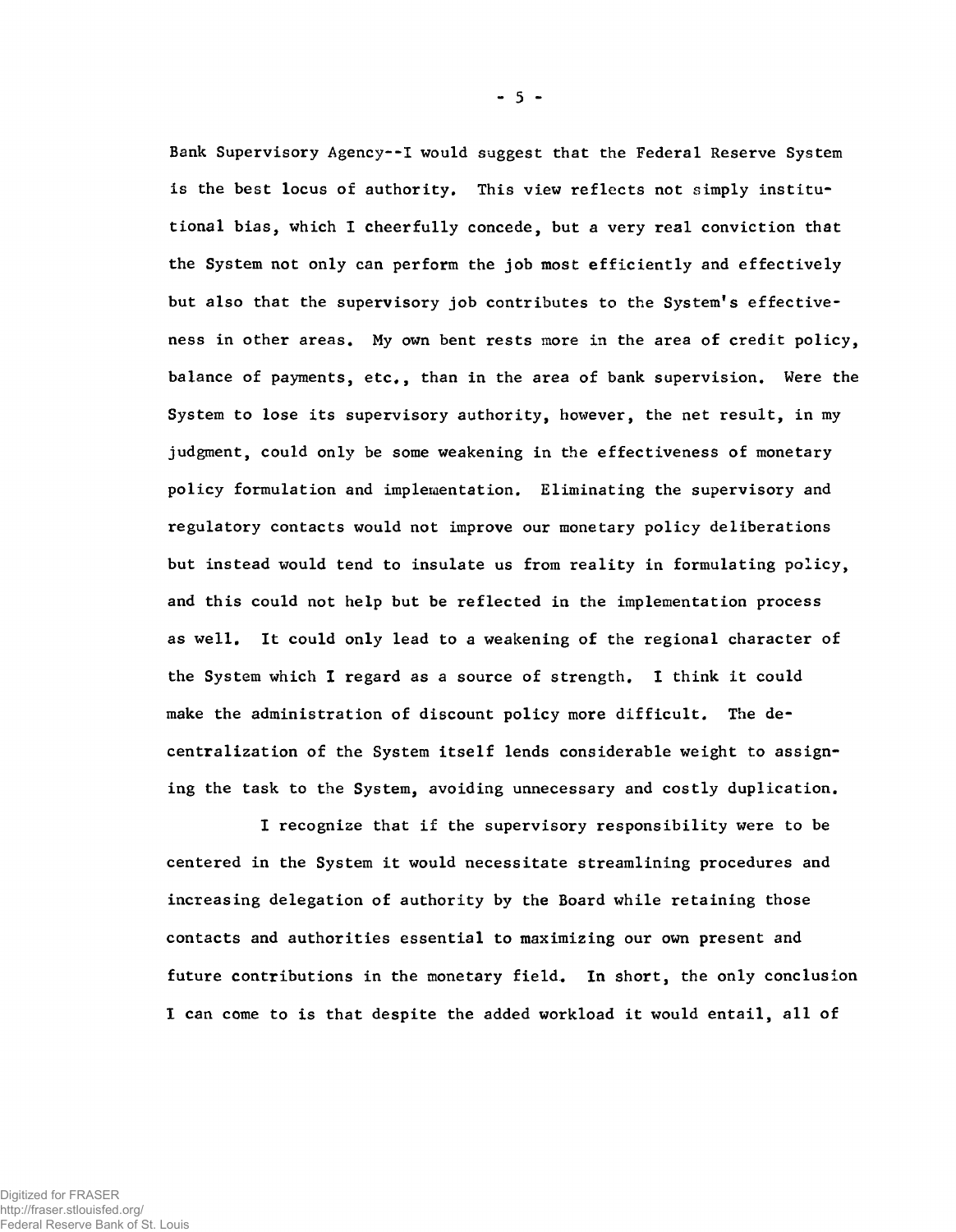Bank Supervisory Agency--I would suggest that the Federal Reserve System is the best locus of authority. This view reflects not simply institutional bias, which I cheerfully concede, but a very real conviction that the System not only can perform the job most efficiently and effectively but also that the supervisory job contributes to the System's effectiveness in other areas. My own bent rests more in the area of credit policy, balance of payments, etc., than in the area of bank supervision. Were the System to lose its supervisory authority, however, the net result, in my judgment, could only be some weakening in the effectiveness of monetary policy formulation and implementation. Eliminating the supervisory and regulatory contacts would not improve our monetary policy deliberations but instead would tend to insulate us from reality in formulating policy, and this could not help but be reflected in the implementation process as well. It could only lead to a weakening of the regional character of the System which I regard as a source of strength. I think it could make the administration of discount policy more difficult. The decentralization of the System itself lends considerable weight to assigning the task to the System, avoiding unnecessary and costly duplication.

I recognize that if the supervisory responsibility were to be centered in the System it would necessitate streamlining procedures and increasing delegation of authority by the Board while retaining those contacts and authorities essential to maximizing our own present and future contributions in the monetary field. In short, the only conclusion I can come to is that despite the added workload it would entail, all of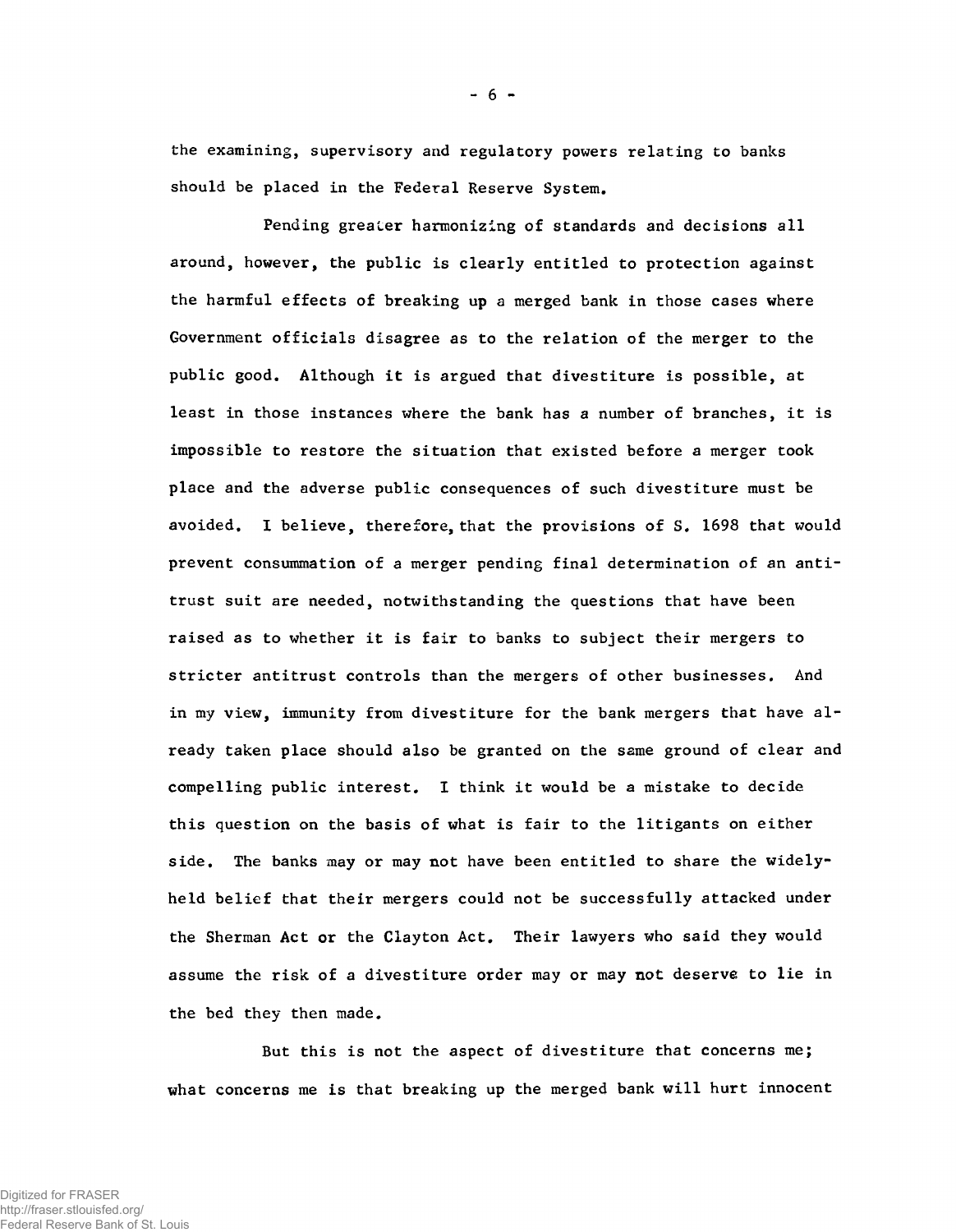the examining, supervisory and regulatory powers relating to banks should be placed in the Federal Reserve System.

Pending greater harmonizing of standards and decisions all around, however, the public is clearly entitled to protection against the harmful effects of breaking up a merged bank in those cases where Government officials disagree as to the relation of the merger to the public good. Although it is argued that divestiture is possible, at least in those instances where the bank has a number of branches, it is impossible to restore the situation that existed before a merger took place and the adverse public consequences of such divestiture must be avoided. I believe, therefore, that the provisions of S. 1698 that would prevent consummation of a merger pending final determination of an anti-trust suit are needed, notwithstanding the questions that have been raised as to whether it is fair to banks to subject their mergers to stricter antitrust controls than the mergers of other businesses. And in my view, immunity from divestiture for the bank mergers that have already taken place should also be granted on the same ground of clear and compelling public interest. I think it would be a mistake to decide this question on the basis of what is fair to the litigants on either side. The banks may or may not have been entitled to share the widely-held belief that their mergers could not be successfully attacked under the Sherman Act or the Clayton Act. Their lawyers who said they would assume the risk of a divestiture order may or may not deserve to lie in the bed they then made.

But this is not the aspect of divestiture that concerns me; what concerns me is that breaking up the merged bank will hurt innocent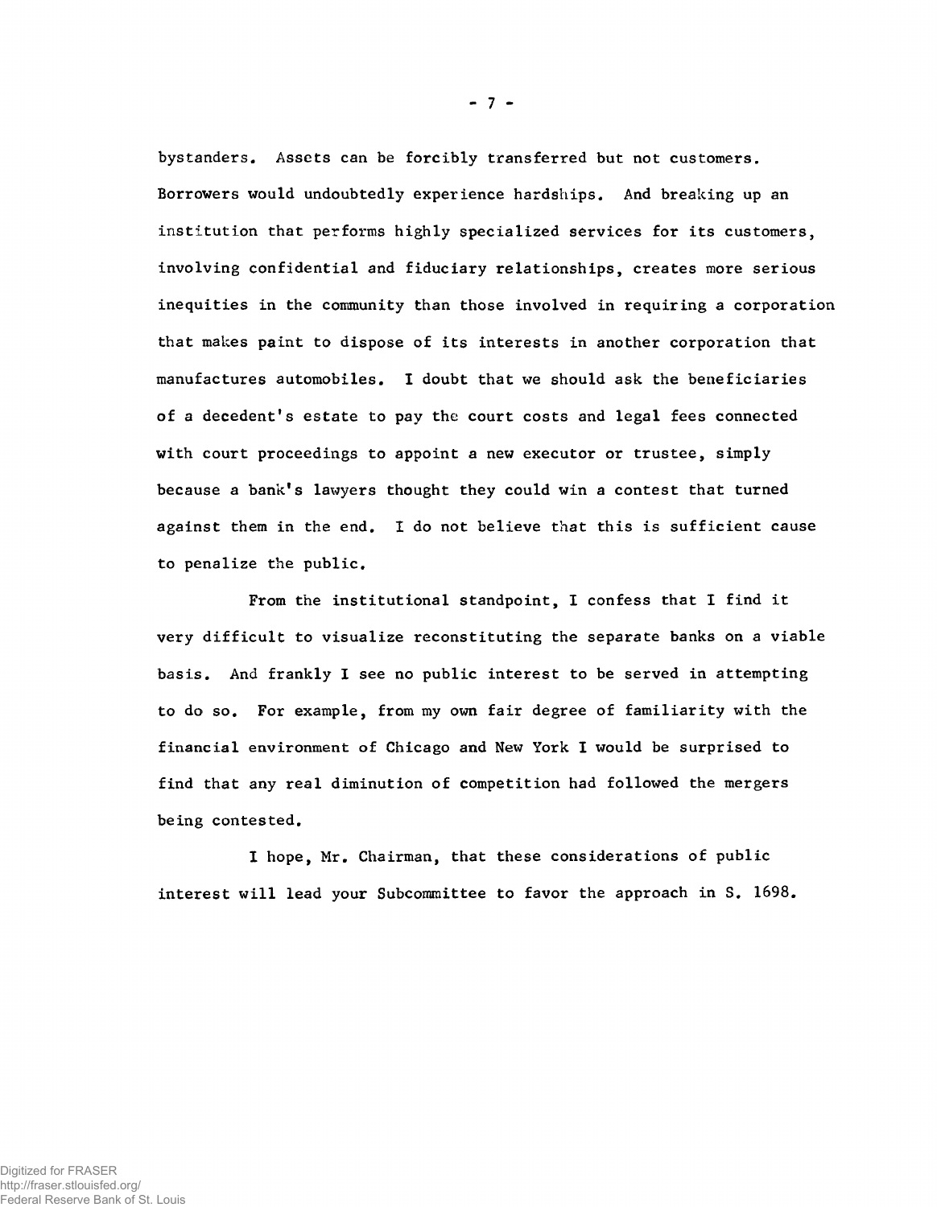bystanders. Assets can be forcibly transferred but not customers. Borrowers would undoubtedly experience hardships. And breaking up an institution that performs highly specialized services for its customers, involving confidential and fiduciary relationships, creates more serious inequities in the community than those involved in requiring a corporation that makes paint to dispose of its interests in another corporation that manufactures automobiles. I doubt that we should ask the beneficiaries of a decedent's estate to pay the court costs and legal fees connected with court proceedings to appoint a new executor or trustee, simply because a bank's lawyers thought they could win a contest that turned against them in the end. I do not believe that this is sufficient cause to penalize the public.

From the institutional standpoint, I confess that I find it very difficult to visualize reconstituting the separate banks on a viable basis. And frankly I see no public interest to be served in attempting to do so. For example, from my own fair degree of familiarity with the financial environment of Chicago and New York I would be surprised to find that any real diminution of competition had followed the mergers being contested.

I hope, Mr. Chairman, that these considerations of public interest will lead your Subcommittee to favor the approach in S. 1698.